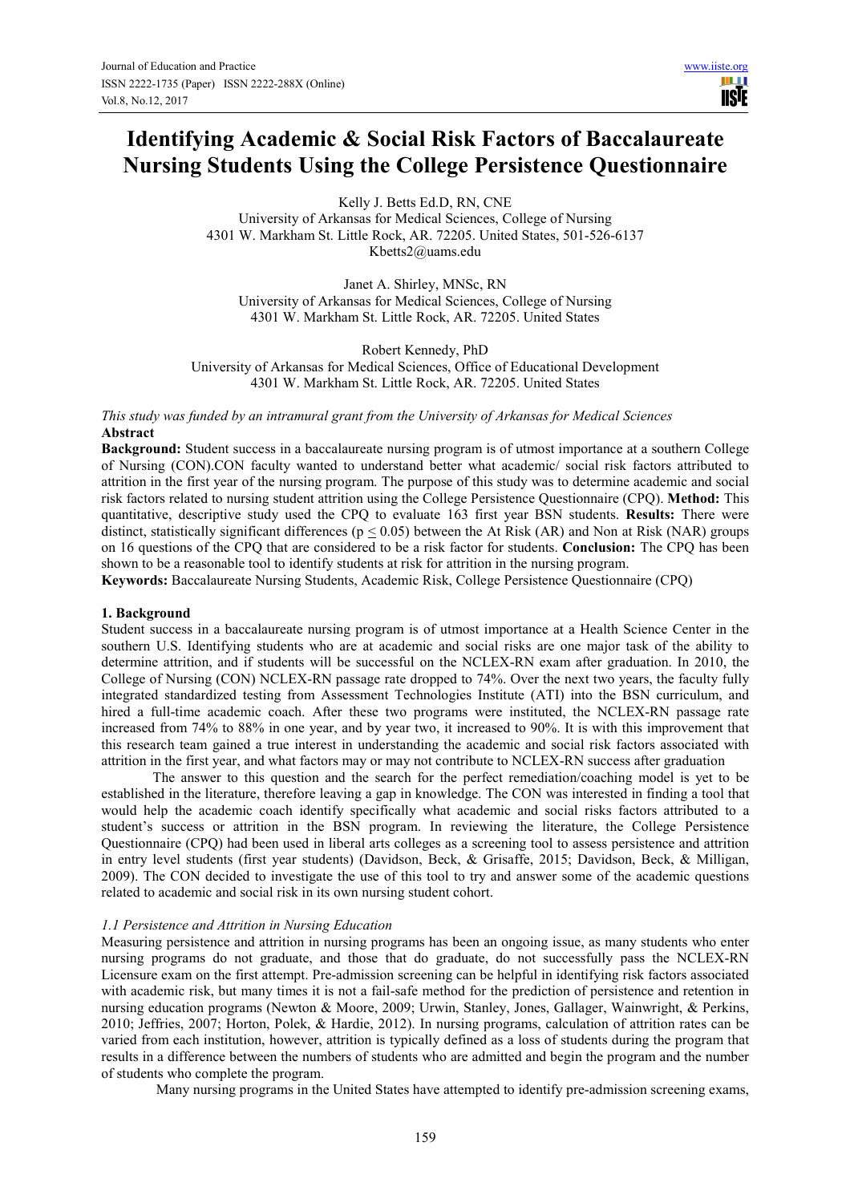# Identifying Academic & Social Risk Factors of Baccalaureate Nursing Students Using the College Persistence Questionnaire

Kelly J. Betts Ed.D, RN, CNE
University of Arkansas for Medical Sciences, College of Nursing
4301 W. Markham St. Little Rock, AR. 72205. United States, 501-526-6137
Kbetts2@uams.edu

Janet A. Shirley, MNSc, RN
University of Arkansas for Medical Sciences, College of Nursing
4301 W. Markham St. Little Rock, AR. 72205. United States

Robert Kennedy, PhD
University of Arkansas for Medical Sciences, Office of Educational Development
4301 W. Markham St. Little Rock, AR. 72205. United States

*This study was funded by an intramural grant from the University of Arkansas for Medical Sciences*

**Abstract**

**Background:** Student success in a baccalaureate nursing program is of utmost importance at a southern College of Nursing (CON).CON faculty wanted to understand better what academic/ social risk factors attributed to attrition in the first year of the nursing program. The purpose of this study was to determine academic and social risk factors related to nursing student attrition using the College Persistence Questionnaire (CPQ). **Method:** This quantitative, descriptive study used the CPQ to evaluate 163 first year BSN students. **Results:** There were distinct, statistically significant differences ($p \leq 0.05$) between the At Risk (AR) and Non at Risk (NAR) groups on 16 questions of the CPQ that are considered to be a risk factor for students. **Conclusion:** The CPQ has been shown to be a reasonable tool to identify students at risk for attrition in the nursing program.

**Keywords:** Baccalaureate Nursing Students, Academic Risk, College Persistence Questionnaire (CPQ)

## 1. Background

Student success in a baccalaureate nursing program is of utmost importance at a Health Science Center in the southern U.S. Identifying students who are at academic and social risks are one major task of the ability to determine attrition, and if students will be successful on the NCLEX-RN exam after graduation. In 2010, the College of Nursing (CON) NCLEX-RN passage rate dropped to 74%. Over the next two years, the faculty fully integrated standardized testing from Assessment Technologies Institute (ATI) into the BSN curriculum, and hired a full-time academic coach. After these two programs were instituted, the NCLEX-RN passage rate increased from 74% to 88% in one year, and by year two, it increased to 90%. It is with this improvement that this research team gained a true interest in understanding the academic and social risk factors associated with attrition in the first year, and what factors may or may not contribute to NCLEX-RN success after graduation

The answer to this question and the search for the perfect remediation/coaching model is yet to be established in the literature, therefore leaving a gap in knowledge. The CON was interested in finding a tool that would help the academic coach identify specifically what academic and social risks factors attributed to a student's success or attrition in the BSN program. In reviewing the literature, the College Persistence Questionnaire (CPQ) had been used in liberal arts colleges as a screening tool to assess persistence and attrition in entry level students (first year students) (Davidson, Beck, & Grisaffe, 2015; Davidson, Beck, & Milligan, 2009). The CON decided to investigate the use of this tool to try and answer some of the academic questions related to academic and social risk in its own nursing student cohort.

### *1.1 Persistence and Attrition in Nursing Education*

Measuring persistence and attrition in nursing programs has been an ongoing issue, as many students who enter nursing programs do not graduate, and those that do graduate, do not successfully pass the NCLEX-RN Licensure exam on the first attempt. Pre-admission screening can be helpful in identifying risk factors associated with academic risk, but many times it is not a fail-safe method for the prediction of persistence and retention in nursing education programs (Newton & Moore, 2009; Urwin, Stanley, Jones, Gallager, Wainwright, & Perkins, 2010; Jeffries, 2007; Horton, Polek, & Hardie, 2012). In nursing programs, calculation of attrition rates can be varied from each institution, however, attrition is typically defined as a loss of students during the program that results in a difference between the numbers of students who are admitted and begin the program and the number of students who complete the program.

Many nursing programs in the United States have attempted to identify pre-admission screening exams,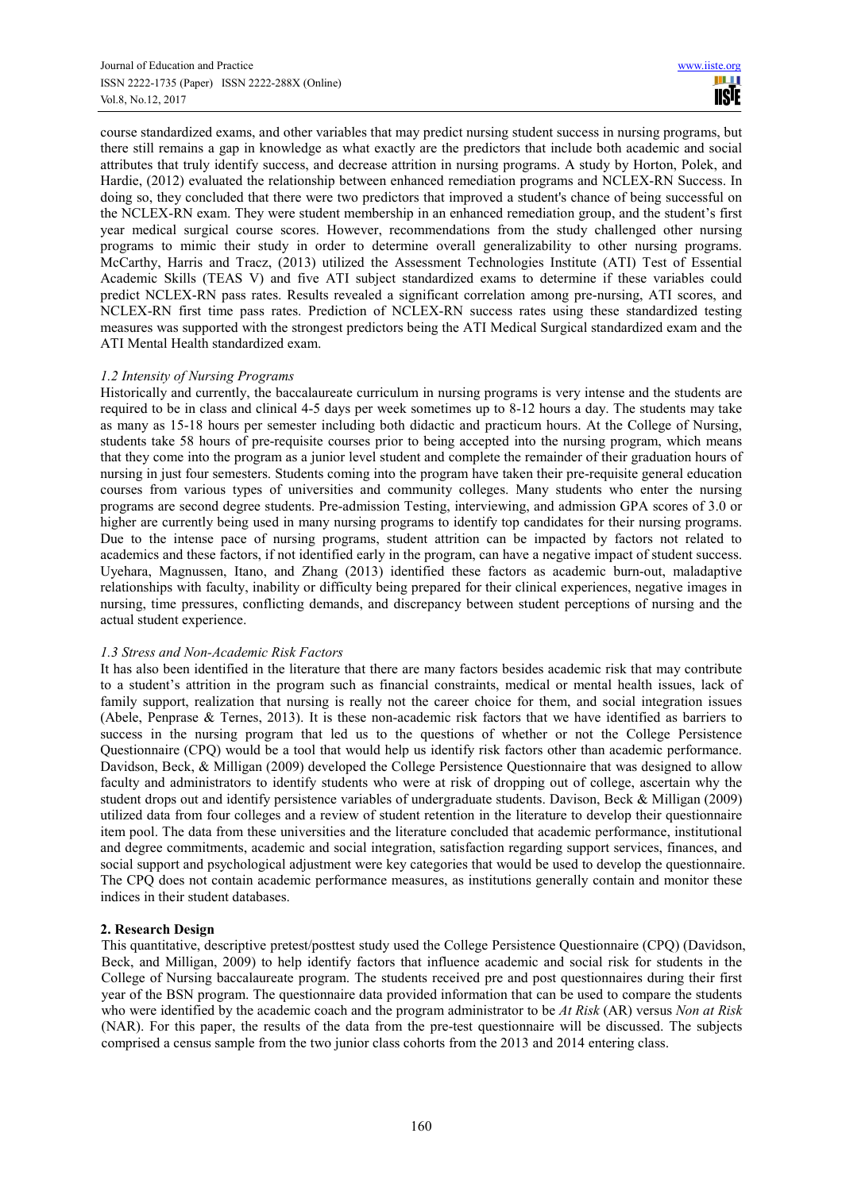course standardized exams, and other variables that may predict nursing student success in nursing programs, but there still remains a gap in knowledge as what exactly are the predictors that include both academic and social attributes that truly identify success, and decrease attrition in nursing programs. A study by Horton, Polek, and Hardie, (2012) evaluated the relationship between enhanced remediation programs and NCLEX-RN Success. In doing so, they concluded that there were two predictors that improved a student's chance of being successful on the NCLEX-RN exam. They were student membership in an enhanced remediation group, and the student's first year medical surgical course scores. However, recommendations from the study challenged other nursing programs to mimic their study in order to determine overall generalizability to other nursing programs. McCarthy, Harris and Tracz, (2013) utilized the Assessment Technologies Institute (ATI) Test of Essential Academic Skills (TEAS V) and five ATI subject standardized exams to determine if these variables could predict NCLEX-RN pass rates. Results revealed a significant correlation among pre-nursing, ATI scores, and NCLEX-RN first time pass rates. Prediction of NCLEX-RN success rates using these standardized testing measures was supported with the strongest predictors being the ATI Medical Surgical standardized exam and the ATI Mental Health standardized exam.

### *1.2 Intensity of Nursing Programs*

Historically and currently, the baccalaureate curriculum in nursing programs is very intense and the students are required to be in class and clinical 4-5 days per week sometimes up to 8-12 hours a day. The students may take as many as 15-18 hours per semester including both didactic and practicum hours. At the College of Nursing, students take 58 hours of pre-requisite courses prior to being accepted into the nursing program, which means that they come into the program as a junior level student and complete the remainder of their graduation hours of nursing in just four semesters. Students coming into the program have taken their pre-requisite general education courses from various types of universities and community colleges. Many students who enter the nursing programs are second degree students. Pre-admission Testing, interviewing, and admission GPA scores of 3.0 or higher are currently being used in many nursing programs to identify top candidates for their nursing programs. Due to the intense pace of nursing programs, student attrition can be impacted by factors not related to academics and these factors, if not identified early in the program, can have a negative impact of student success. Uyehara, Magnussen, Itano, and Zhang (2013) identified these factors as academic burn-out, maladaptive relationships with faculty, inability or difficulty being prepared for their clinical experiences, negative images in nursing, time pressures, conflicting demands, and discrepancy between student perceptions of nursing and the actual student experience.

### *1.3 Stress and Non-Academic Risk Factors*

It has also been identified in the literature that there are many factors besides academic risk that may contribute to a student's attrition in the program such as financial constraints, medical or mental health issues, lack of family support, realization that nursing is really not the career choice for them, and social integration issues (Abele, Penprase & Ternes, 2013). It is these non-academic risk factors that we have identified as barriers to success in the nursing program that led us to the questions of whether or not the College Persistence Questionnaire (CPQ) would be a tool that would help us identify risk factors other than academic performance. Davidson, Beck, & Milligan (2009) developed the College Persistence Questionnaire that was designed to allow faculty and administrators to identify students who were at risk of dropping out of college, ascertain why the student drops out and identify persistence variables of undergraduate students. Davison, Beck & Milligan (2009) utilized data from four colleges and a review of student retention in the literature to develop their questionnaire item pool. The data from these universities and the literature concluded that academic performance, institutional and degree commitments, academic and social integration, satisfaction regarding support services, finances, and social support and psychological adjustment were key categories that would be used to develop the questionnaire. The CPQ does not contain academic performance measures, as institutions generally contain and monitor these indices in their student databases.

## **2. Research Design**

This quantitative, descriptive pretest/posttest study used the College Persistence Questionnaire (CPQ) (Davidson, Beck, and Milligan, 2009) to help identify factors that influence academic and social risk for students in the College of Nursing baccalaureate program. The students received pre and post questionnaires during their first year of the BSN program. The questionnaire data provided information that can be used to compare the students who were identified by the academic coach and the program administrator to be *At Risk* (AR) versus *Non at Risk* (NAR). For this paper, the results of the data from the pre-test questionnaire will be discussed. The subjects comprised a census sample from the two junior class cohorts from the 2013 and 2014 entering class.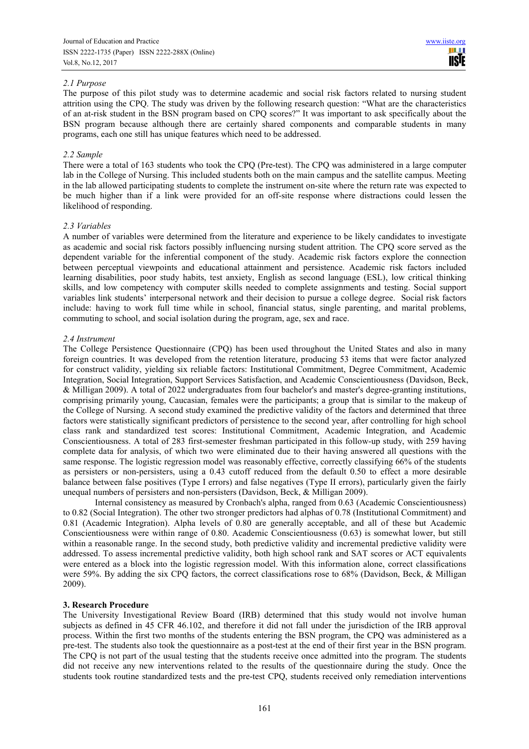### *2.1 Purpose*

The purpose of this pilot study was to determine academic and social risk factors related to nursing student attrition using the CPQ. The study was driven by the following research question: "What are the characteristics of an at-risk student in the BSN program based on CPQ scores?" It was important to ask specifically about the BSN program because although there are certainly shared components and comparable students in many programs, each one still has unique features which need to be addressed.

### *2.2 Sample*

There were a total of 163 students who took the CPQ (Pre-test). The CPQ was administered in a large computer lab in the College of Nursing. This included students both on the main campus and the satellite campus. Meeting in the lab allowed participating students to complete the instrument on-site where the return rate was expected to be much higher than if a link were provided for an off-site response where distractions could lessen the likelihood of responding.

### *2.3 Variables*

A number of variables were determined from the literature and experience to be likely candidates to investigate as academic and social risk factors possibly influencing nursing student attrition. The CPQ score served as the dependent variable for the inferential component of the study. Academic risk factors explore the connection between perceptual viewpoints and educational attainment and persistence. Academic risk factors included learning disabilities, poor study habits, test anxiety, English as second language (ESL), low critical thinking skills, and low competency with computer skills needed to complete assignments and testing. Social support variables link students' interpersonal network and their decision to pursue a college degree. Social risk factors include: having to work full time while in school, financial status, single parenting, and marital problems, commuting to school, and social isolation during the program, age, sex and race.

### *2.4 Instrument*

The College Persistence Questionnaire (CPQ) has been used throughout the United States and also in many foreign countries. It was developed from the retention literature, producing 53 items that were factor analyzed for construct validity, yielding six reliable factors: Institutional Commitment, Degree Commitment, Academic Integration, Social Integration, Support Services Satisfaction, and Academic Conscientiousness (Davidson, Beck, & Milligan 2009). A total of 2022 undergraduates from four bachelor's and master's degree-granting institutions, comprising primarily young, Caucasian, females were the participants; a group that is similar to the makeup of the College of Nursing. A second study examined the predictive validity of the factors and determined that three factors were statistically significant predictors of persistence to the second year, after controlling for high school class rank and standardized test scores: Institutional Commitment, Academic Integration, and Academic Conscientiousness. A total of 283 first-semester freshman participated in this follow-up study, with 259 having complete data for analysis, of which two were eliminated due to their having answered all questions with the same response. The logistic regression model was reasonably effective, correctly classifying 66% of the students as persisters or non-persisters, using a 0.43 cutoff reduced from the default 0.50 to effect a more desirable balance between false positives (Type I errors) and false negatives (Type II errors), particularly given the fairly unequal numbers of persisters and non-persisters (Davidson, Beck, & Milligan 2009).

Internal consistency as measured by Cronbach's alpha, ranged from 0.63 (Academic Conscientiousness) to 0.82 (Social Integration). The other two stronger predictors had alphas of 0.78 (Institutional Commitment) and 0.81 (Academic Integration). Alpha levels of 0.80 are generally acceptable, and all of these but Academic Conscientiousness were within range of 0.80. Academic Conscientiousness (0.63) is somewhat lower, but still within a reasonable range. In the second study, both predictive validity and incremental predictive validity were addressed. To assess incremental predictive validity, both high school rank and SAT scores or ACT equivalents were entered as a block into the logistic regression model. With this information alone, correct classifications were 59%. By adding the six CPQ factors, the correct classifications rose to 68% (Davidson, Beck, & Milligan 2009).

## **3. Research Procedure**

The University Investigational Review Board (IRB) determined that this study would not involve human subjects as defined in 45 CFR 46.102, and therefore it did not fall under the jurisdiction of the IRB approval process. Within the first two months of the students entering the BSN program, the CPQ was administered as a pre-test. The students also took the questionnaire as a post-test at the end of their first year in the BSN program. The CPQ is not part of the usual testing that the students receive once admitted into the program. The students did not receive any new interventions related to the results of the questionnaire during the study. Once the students took routine standardized tests and the pre-test CPQ, students received only remediation interventions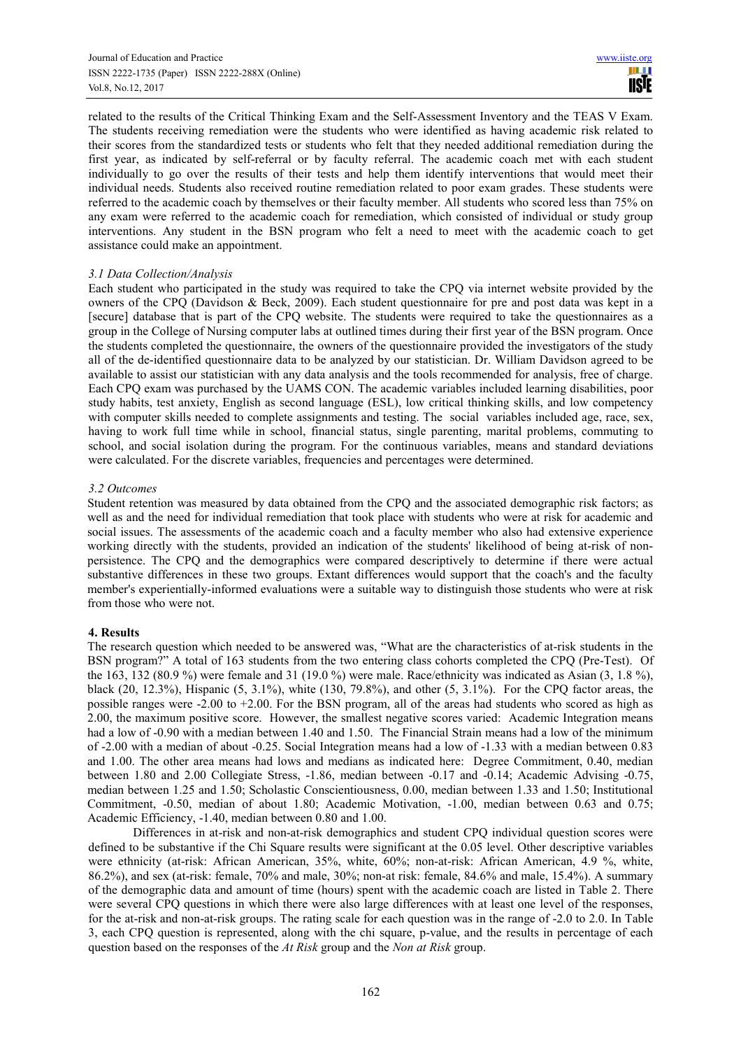related to the results of the Critical Thinking Exam and the Self-Assessment Inventory and the TEAS V Exam. The students receiving remediation were the students who were identified as having academic risk related to their scores from the standardized tests or students who felt that they needed additional remediation during the first year, as indicated by self-referral or by faculty referral. The academic coach met with each student individually to go over the results of their tests and help them identify interventions that would meet their individual needs. Students also received routine remediation related to poor exam grades. These students were referred to the academic coach by themselves or their faculty member. All students who scored less than 75% on any exam were referred to the academic coach for remediation, which consisted of individual or study group interventions. Any student in the BSN program who felt a need to meet with the academic coach to get assistance could make an appointment.

### *3.1 Data Collection/Analysis*

Each student who participated in the study was required to take the CPQ via internet website provided by the owners of the CPQ (Davidson & Beck, 2009). Each student questionnaire for pre and post data was kept in a [secure] database that is part of the CPQ website. The students were required to take the questionnaires as a group in the College of Nursing computer labs at outlined times during their first year of the BSN program. Once the students completed the questionnaire, the owners of the questionnaire provided the investigators of the study all of the de-identified questionnaire data to be analyzed by our statistician. Dr. William Davidson agreed to be available to assist our statistician with any data analysis and the tools recommended for analysis, free of charge. Each CPQ exam was purchased by the UAMS CON. The academic variables included learning disabilities, poor study habits, test anxiety, English as second language (ESL), low critical thinking skills, and low competency with computer skills needed to complete assignments and testing. The social variables included age, race, sex, having to work full time while in school, financial status, single parenting, marital problems, commuting to school, and social isolation during the program. For the continuous variables, means and standard deviations were calculated. For the discrete variables, frequencies and percentages were determined.

### *3.2 Outcomes*

Student retention was measured by data obtained from the CPQ and the associated demographic risk factors; as well as and the need for individual remediation that took place with students who were at risk for academic and social issues. The assessments of the academic coach and a faculty member who also had extensive experience working directly with the students, provided an indication of the students' likelihood of being at-risk of non-persistence. The CPQ and the demographics were compared descriptively to determine if there were actual substantive differences in these two groups. Extant differences would support that the coach's and the faculty member's experientially-informed evaluations were a suitable way to distinguish those students who were at risk from those who were not.

## **4. Results**

The research question which needed to be answered was, "What are the characteristics of at-risk students in the BSN program?" A total of 163 students from the two entering class cohorts completed the CPQ (Pre-Test). Of the 163, 132 (80.9 %) were female and 31 (19.0 %) were male. Race/ethnicity was indicated as Asian (3, 1.8 %), black (20, 12.3%), Hispanic (5, 3.1%), white (130, 79.8%), and other (5, 3.1%). For the CPQ factor areas, the possible ranges were -2.00 to +2.00. For the BSN program, all of the areas had students who scored as high as 2.00, the maximum positive score. However, the smallest negative scores varied: Academic Integration means had a low of -0.90 with a median between 1.40 and 1.50. The Financial Strain means had a low of the minimum of -2.00 with a median of about -0.25. Social Integration means had a low of -1.33 with a median between 0.83 and 1.00. The other area means had lows and medians as indicated here: Degree Commitment, 0.40, median between 1.80 and 2.00 Collegiate Stress, -1.86, median between -0.17 and -0.14; Academic Advising -0.75, median between 1.25 and 1.50; Scholastic Conscientiousness, 0.00, median between 1.33 and 1.50; Institutional Commitment, -0.50, median of about 1.80; Academic Motivation, -1.00, median between 0.63 and 0.75; Academic Efficiency, -1.40, median between 0.80 and 1.00.

Differences in at-risk and non-at-risk demographics and student CPQ individual question scores were defined to be substantive if the Chi Square results were significant at the 0.05 level. Other descriptive variables were ethnicity (at-risk: African American, 35%, white, 60%; non-at-risk: African American, 4.9 %, white, 86.2%), and sex (at-risk: female, 70% and male, 30%; non-at risk: female, 84.6% and male, 15.4%). A summary of the demographic data and amount of time (hours) spent with the academic coach are listed in Table 2. There were several CPQ questions in which there were also large differences with at least one level of the responses, for the at-risk and non-at-risk groups. The rating scale for each question was in the range of -2.0 to 2.0. In Table 3, each CPQ question is represented, along with the chi square, p-value, and the results in percentage of each question based on the responses of the *At Risk* group and the *Non at Risk* group.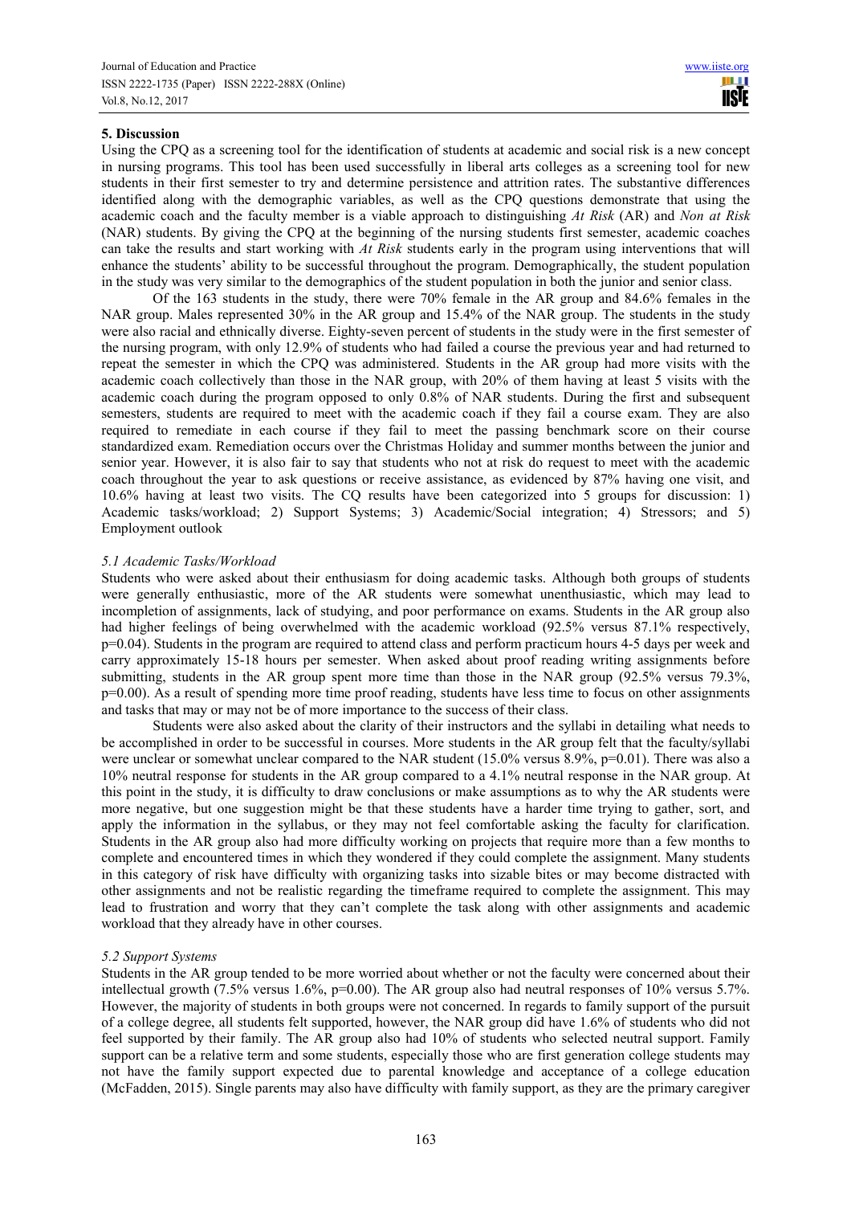## 5. Discussion

Using the CPQ as a screening tool for the identification of students at academic and social risk is a new concept in nursing programs. This tool has been used successfully in liberal arts colleges as a screening tool for new students in their first semester to try and determine persistence and attrition rates. The substantive differences identified along with the demographic variables, as well as the CPQ questions demonstrate that using the academic coach and the faculty member is a viable approach to distinguishing *At Risk* (AR) and *Non at Risk* (NAR) students. By giving the CPQ at the beginning of the nursing students first semester, academic coaches can take the results and start working with *At Risk* students early in the program using interventions that will enhance the students' ability to be successful throughout the program. Demographically, the student population in the study was very similar to the demographics of the student population in both the junior and senior class.

Of the 163 students in the study, there were 70% female in the AR group and 84.6% females in the NAR group. Males represented 30% in the AR group and 15.4% of the NAR group. The students in the study were also racial and ethnically diverse. Eighty-seven percent of students in the study were in the first semester of the nursing program, with only 12.9% of students who had failed a course the previous year and had returned to repeat the semester in which the CPQ was administered. Students in the AR group had more visits with the academic coach collectively than those in the NAR group, with 20% of them having at least 5 visits with the academic coach during the program opposed to only 0.8% of NAR students. During the first and subsequent semesters, students are required to meet with the academic coach if they fail a course exam. They are also required to remediate in each course if they fail to meet the passing benchmark score on their course standardized exam. Remediation occurs over the Christmas Holiday and summer months between the junior and senior year. However, it is also fair to say that students who not at risk do request to meet with the academic coach throughout the year to ask questions or receive assistance, as evidenced by 87% having one visit, and 10.6% having at least two visits. The CQ results have been categorized into 5 groups for discussion: 1) Academic tasks/workload; 2) Support Systems; 3) Academic/Social integration; 4) Stressors; and 5) Employment outlook

### *5.1 Academic Tasks/Workload*

Students who were asked about their enthusiasm for doing academic tasks. Although both groups of students were generally enthusiastic, more of the AR students were somewhat unenthusiastic, which may lead to incompletion of assignments, lack of studying, and poor performance on exams. Students in the AR group also had higher feelings of being overwhelmed with the academic workload (92.5% versus 87.1% respectively, $p=0.04$). Students in the program are required to attend class and perform practicum hours 4-5 days per week and carry approximately 15-18 hours per semester. When asked about proof reading writing assignments before submitting, students in the AR group spent more time than those in the NAR group (92.5% versus 79.3%, $p=0.00$). As a result of spending more time proof reading, students have less time to focus on other assignments and tasks that may or may not be of more importance to the success of their class.

Students were also asked about the clarity of their instructors and the syllabi in detailing what needs to be accomplished in order to be successful in courses. More students in the AR group felt that the faculty/syllabi were unclear or somewhat unclear compared to the NAR student (15.0% versus 8.9%, $p=0.01$). There was also a 10% neutral response for students in the AR group compared to a 4.1% neutral response in the NAR group. At this point in the study, it is difficulty to draw conclusions or make assumptions as to why the AR students were more negative, but one suggestion might be that these students have a harder time trying to gather, sort, and apply the information in the syllabus, or they may not feel comfortable asking the faculty for clarification. Students in the AR group also had more difficulty working on projects that require more than a few months to complete and encountered times in which they wondered if they could complete the assignment. Many students in this category of risk have difficulty with organizing tasks into sizable bites or may become distracted with other assignments and not be realistic regarding the timeframe required to complete the assignment. This may lead to frustration and worry that they can't complete the task along with other assignments and academic workload that they already have in other courses.

### *5.2 Support Systems*

Students in the AR group tended to be more worried about whether or not the faculty were concerned about their intellectual growth (7.5% versus 1.6%, $p=0.00$). The AR group also had neutral responses of 10% versus 5.7%. However, the majority of students in both groups were not concerned. In regards to family support of the pursuit of a college degree, all students felt supported, however, the NAR group did have 1.6% of students who did not feel supported by their family. The AR group also had 10% of students who selected neutral support. Family support can be a relative term and some students, especially those who are first generation college students may not have the family support expected due to parental knowledge and acceptance of a college education (McFadden, 2015). Single parents may also have difficulty with family support, as they are the primary caregiver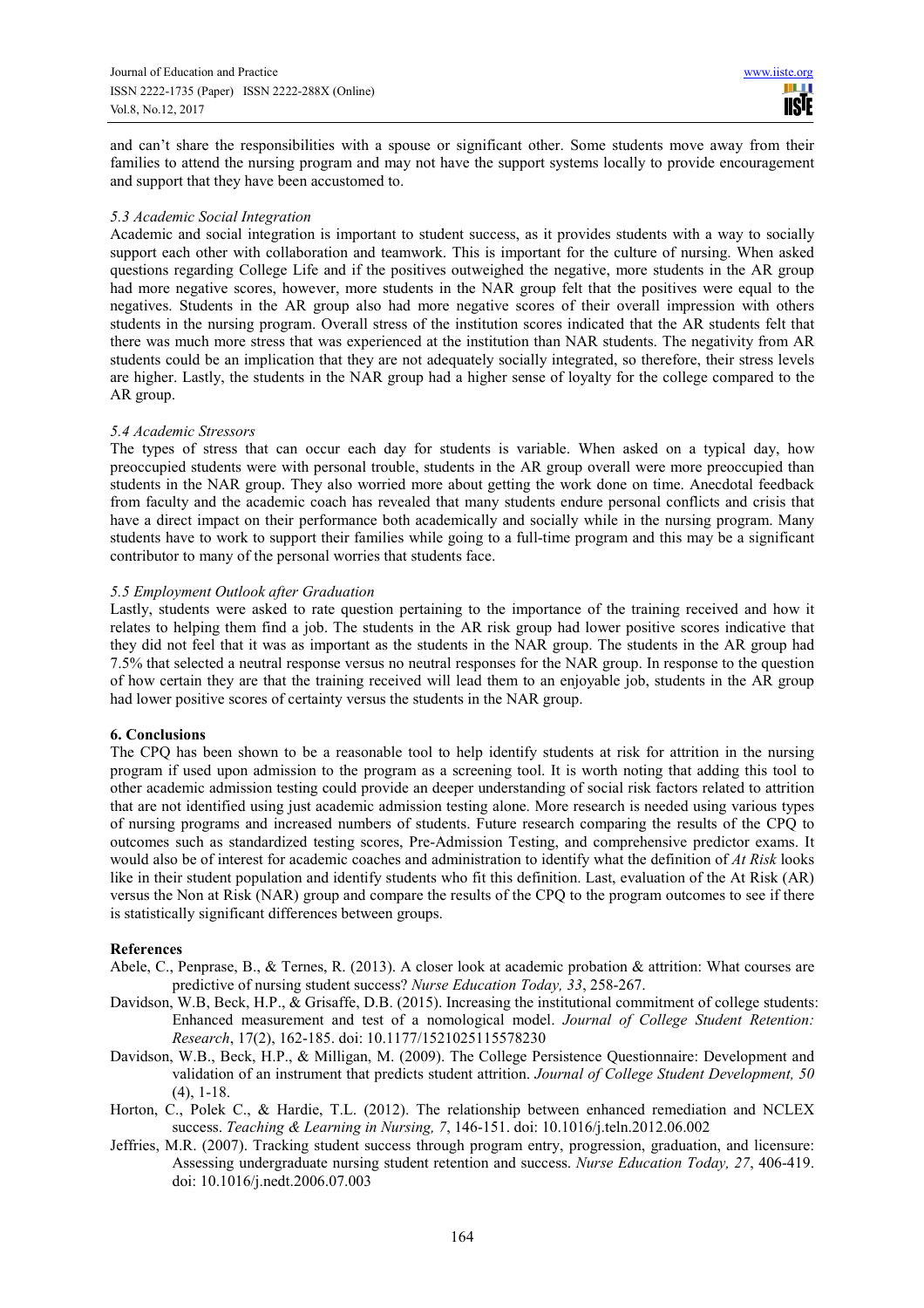and can't share the responsibilities with a spouse or significant other. Some students move away from their families to attend the nursing program and may not have the support systems locally to provide encouragement and support that they have been accustomed to.

### *5.3 Academic Social Integration*

Academic and social integration is important to student success, as it provides students with a way to socially support each other with collaboration and teamwork. This is important for the culture of nursing. When asked questions regarding College Life and if the positives outweighed the negative, more students in the AR group had more negative scores, however, more students in the NAR group felt that the positives were equal to the negatives. Students in the AR group also had more negative scores of their overall impression with others students in the nursing program. Overall stress of the institution scores indicated that the AR students felt that there was much more stress that was experienced at the institution than NAR students. The negativity from AR students could be an implication that they are not adequately socially integrated, so therefore, their stress levels are higher. Lastly, the students in the NAR group had a higher sense of loyalty for the college compared to the AR group.

### *5.4 Academic Stressors*

The types of stress that can occur each day for students is variable. When asked on a typical day, how preoccupied students were with personal trouble, students in the AR group overall were more preoccupied than students in the NAR group. They also worried more about getting the work done on time. Anecdotal feedback from faculty and the academic coach has revealed that many students endure personal conflicts and crisis that have a direct impact on their performance both academically and socially while in the nursing program. Many students have to work to support their families while going to a full-time program and this may be a significant contributor to many of the personal worries that students face.

### *5.5 Employment Outlook after Graduation*

Lastly, students were asked to rate question pertaining to the importance of the training received and how it relates to helping them find a job. The students in the AR risk group had lower positive scores indicative that they did not feel that it was as important as the students in the NAR group. The students in the AR group had 7.5% that selected a neutral response versus no neutral responses for the NAR group. In response to the question of how certain they are that the training received will lead them to an enjoyable job, students in the AR group had lower positive scores of certainty versus the students in the NAR group.

## **6. Conclusions**

The CPQ has been shown to be a reasonable tool to help identify students at risk for attrition in the nursing program if used upon admission to the program as a screening tool. It is worth noting that adding this tool to other academic admission testing could provide an deeper understanding of social risk factors related to attrition that are not identified using just academic admission testing alone. More research is needed using various types of nursing programs and increased numbers of students. Future research comparing the results of the CPQ to outcomes such as standardized testing scores, Pre-Admission Testing, and comprehensive predictor exams. It would also be of interest for academic coaches and administration to identify what the definition of *At Risk* looks like in their student population and identify students who fit this definition. Last, evaluation of the At Risk (AR) versus the Non at Risk (NAR) group and compare the results of the CPQ to the program outcomes to see if there is statistically significant differences between groups.

## **References**

Abele, C., Penprase, B., & Ternes, R. (2013). A closer look at academic probation & attrition: What courses are predictive of nursing student success? *Nurse Education Today, 33*, 258-267.

Davidson, W.B, Beck, H.P., & Grisaffe, D.B. (2015). Increasing the institutional commitment of college students: Enhanced measurement and test of a nomological model. *Journal of College Student Retention: Research*, 17(2), 162-185. doi: 10.1177/1521025115578230

Davidson, W.B., Beck, H.P., & Milligan, M. (2009). The College Persistence Questionnaire: Development and validation of an instrument that predicts student attrition. *Journal of College Student Development, 50* (4), 1-18.

Horton, C., Polek C., & Hardie, T.L. (2012). The relationship between enhanced remediation and NCLEX success. *Teaching & Learning in Nursing, 7*, 146-151. doi: 10.1016/j.teln.2012.06.002

Jeffries, M.R. (2007). Tracking student success through program entry, progression, graduation, and licensure: Assessing undergraduate nursing student retention and success. *Nurse Education Today, 27*, 406-419. doi: 10.1016/j.nedt.2006.07.003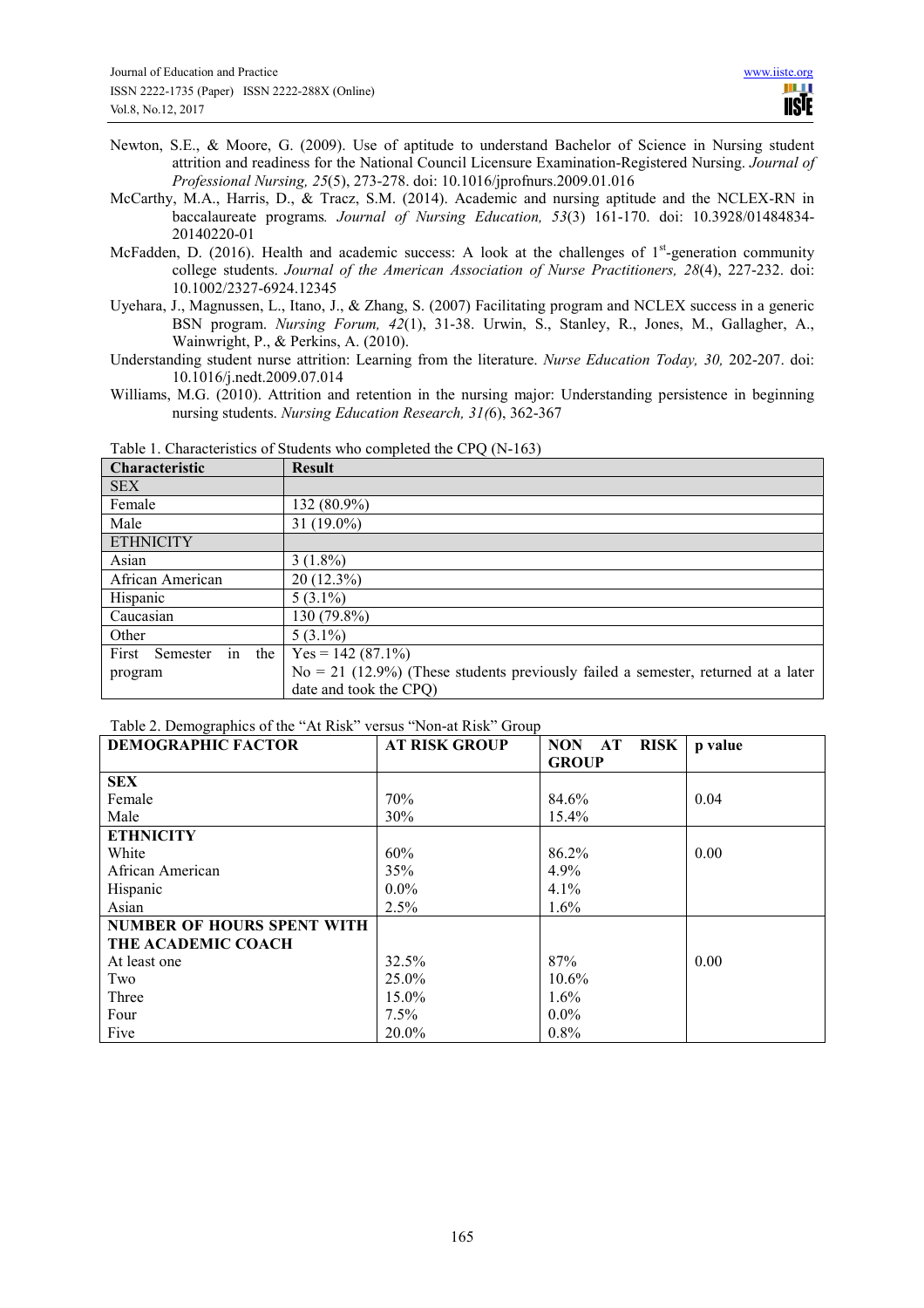Newton, S.E., & Moore, G. (2009). Use of aptitude to understand Bachelor of Science in Nursing student attrition and readiness for the National Council Licensure Examination-Registered Nursing. *Journal of Professional Nursing, 25*(5), 273-278. doi: 10.1016/jprofnurs.2009.01.016

McCarthy, M.A., Harris, D., & Tracz, S.M. (2014). Academic and nursing aptitude and the NCLEX-RN in baccalaureate programs*. Journal of Nursing Education, 53*(3) 161-170. doi: 10.3928/01484834-20140220-01

McFadden, D. (2016). Health and academic success: A look at the challenges of 1[st]-generation community college students. *Journal of the American Association of Nurse Practitioners, 28*(4), 227-232. doi: 10.1002/2327-6924.12345

Uyehara, J., Magnussen, L., Itano, J., & Zhang, S. (2007) Facilitating program and NCLEX success in a generic BSN program. *Nursing Forum, 42*(1), 31-38. Urwin, S., Stanley, R., Jones, M., Gallagher, A., Wainwright, P., & Perkins, A. (2010).

Understanding student nurse attrition: Learning from the literature. *Nurse Education Today, 30,* 202-207. doi: 10.1016/j.nedt.2009.07.014

Williams, M.G. (2010). Attrition and retention in the nursing major: Understanding persistence in beginning nursing students. *Nursing Education Research, 31(*6), 362-367

Table 1. Characteristics of Students who completed the CPQ (N-163)

| **Characteristic** | **Result** |
|---|---|
| SEX | |
| Female | 132 (80.9%) |
| Male | 31 (19.0%) |
| ETHNICITY | |
| Asian | 3 (1.8%) |
| African American | 20 (12.3%) |
| Hispanic | 5 (3.1%) |
| Caucasian | 130 (79.8%) |
| Other | 5 (3.1%) |
| First Semester in the program | Yes = 142 (87.1%)<br>No = 21 (12.9%) (These students previously failed a semester, returned at a later date and took the CPQ) |

Table 2. Demographics of the "At Risk" versus "Non-at Risk" Group

| **DEMOGRAPHIC FACTOR** | **AT RISK GROUP** | **NON AT RISK GROUP** | **p value** |
|---|---|---|---|
| **SEX** | | | |
| Female | 70% | 84.6% | 0.04 |
| Male | 30% | 15.4% | |
| **ETHNICITY** | | | |
| White | 60% | 86.2% | 0.00 |
| African American | 35% | 4.9% | |
| Hispanic | 0.0% | 4.1% | |
| Asian | 2.5% | 1.6% | |
| **NUMBER OF HOURS SPENT WITH THE ACADEMIC COACH** | | | |
| At least one | 32.5% | 87% | 0.00 |
| Two | 25.0% | 10.6% | |
| Three | 15.0% | 1.6% | |
| Four | 7.5% | 0.0% | |
| Five | 20.0% | 0.8% | |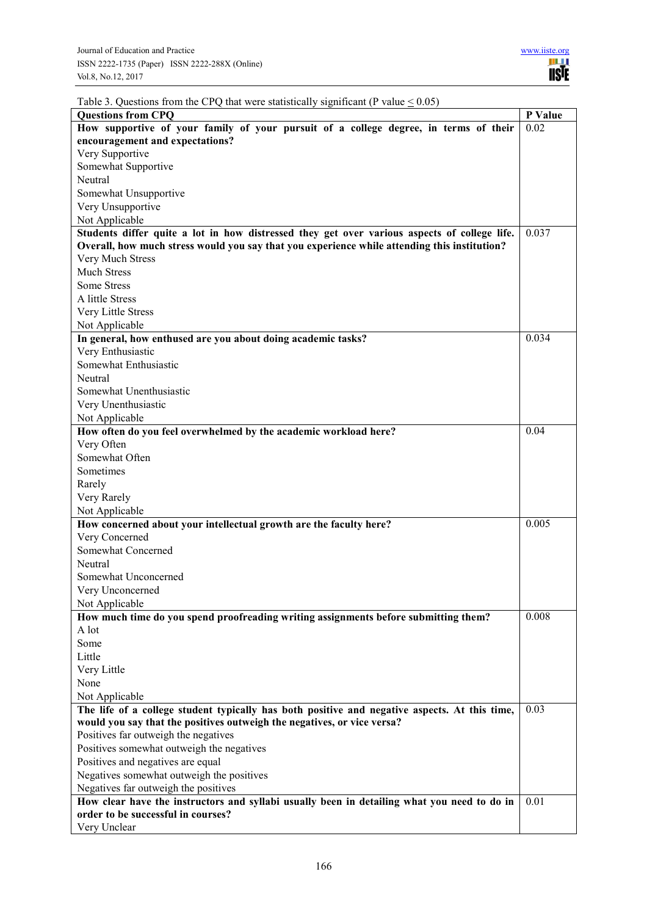Table 3. Questions from the CPQ that were statistically significant (P value ≤ 0.05)

| Questions from CPQ | P Value |
|---|---|
| **How supportive of your family of your pursuit of a college degree, in terms of their encouragement and expectations?**<br>Very Supportive<br>Somewhat Supportive<br>Neutral<br>Somewhat Unsupportive<br>Very Unsupportive<br>Not Applicable | 0.02 |
| **Students differ quite a lot in how distressed they get over various aspects of college life. Overall, how much stress would you say that you experience while attending this institution?**<br>Very Much Stress<br>Much Stress<br>Some Stress<br>A little Stress<br>Very Little Stress<br>Not Applicable | 0.037 |
| **In general, how enthused are you about doing academic tasks?**<br>Very Enthusiastic<br>Somewhat Enthusiastic<br>Neutral<br>Somewhat Unenthusiastic<br>Very Unenthusiastic<br>Not Applicable | 0.034 |
| **How often do you feel overwhelmed by the academic workload here?**<br>Very Often<br>Somewhat Often<br>Sometimes<br>Rarely<br>Very Rarely<br>Not Applicable | 0.04 |
| **How concerned about your intellectual growth are the faculty here?**<br>Very Concerned<br>Somewhat Concerned<br>Neutral<br>Somewhat Unconcerned<br>Very Unconcerned<br>Not Applicable | 0.005 |
| **How much time do you spend proofreading writing assignments before submitting them?**<br>A lot<br>Some<br>Little<br>Very Little<br>None<br>Not Applicable | 0.008 |
| **The life of a college student typically has both positive and negative aspects. At this time, would you say that the positives outweigh the negatives, or vice versa?**<br>Positives far outweigh the negatives<br>Positives somewhat outweigh the negatives<br>Positives and negatives are equal<br>Negatives somewhat outweigh the positives<br>Negatives far outweigh the positives | 0.03 |
| **How clear have the instructors and syllabi usually been in detailing what you need to do in order to be successful in courses?**<br>Very Unclear | 0.01 |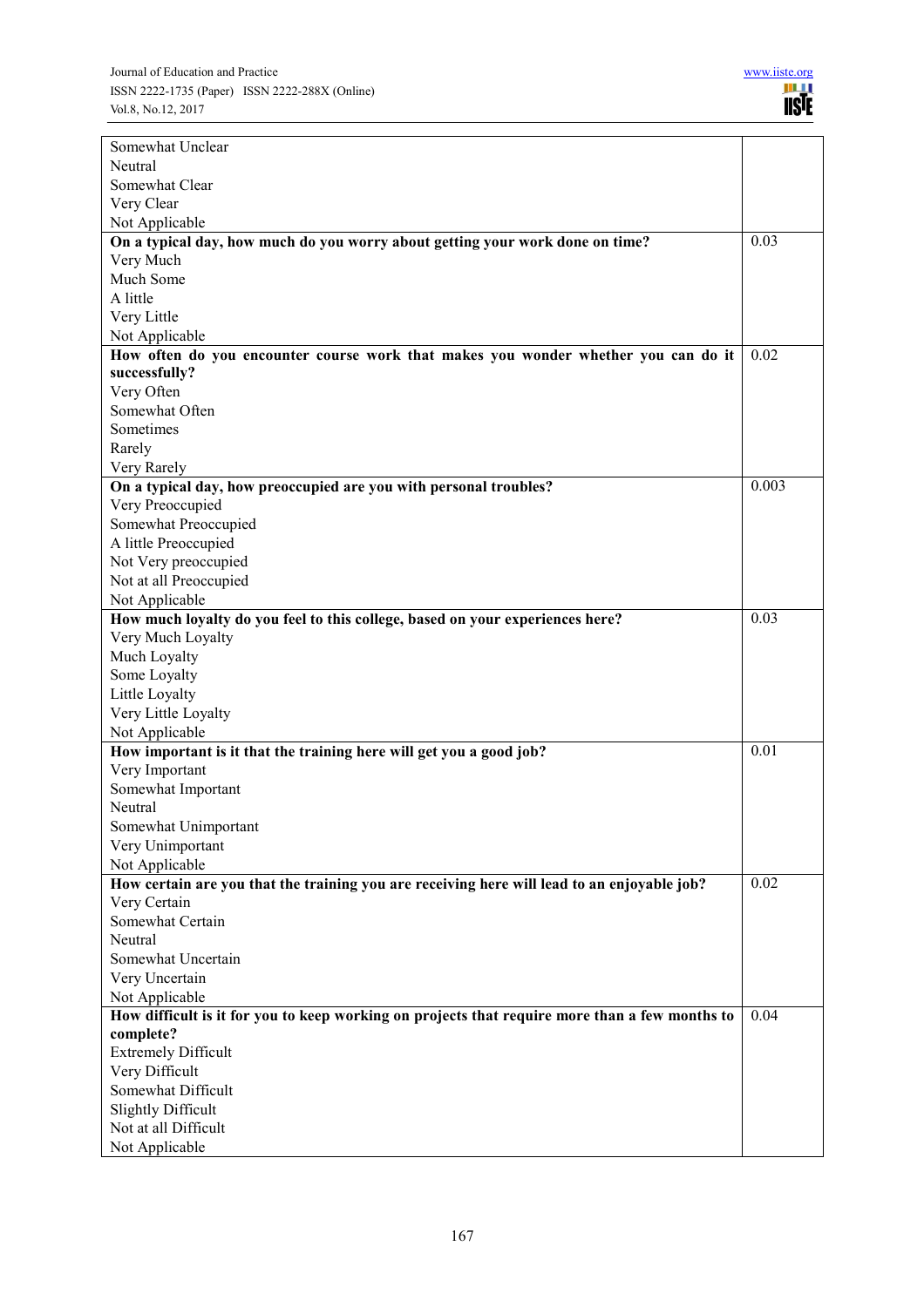| | |
|---|---|
| Somewhat Unclear<br>Neutral<br>Somewhat Clear<br>Very Clear<br>Not Applicable | |
| **On a typical day, how much do you worry about getting your work done on time?**<br>Very Much<br>Much Some<br>A little<br>Very Little<br>Not Applicable | 0.03 |
| **How often do you encounter course work that makes you wonder whether you can do it successfully?**<br>Very Often<br>Somewhat Often<br>Sometimes<br>Rarely<br>Very Rarely | 0.02 |
| **On a typical day, how preoccupied are you with personal troubles?**<br>Very Preoccupied<br>Somewhat Preoccupied<br>A little Preoccupied<br>Not Very preoccupied<br>Not at all Preoccupied<br>Not Applicable | 0.003 |
| **How much loyalty do you feel to this college, based on your experiences here?**<br>Very Much Loyalty<br>Much Loyalty<br>Some Loyalty<br>Little Loyalty<br>Very Little Loyalty<br>Not Applicable | 0.03 |
| **How important is it that the training here will get you a good job?**<br>Very Important<br>Somewhat Important<br>Neutral<br>Somewhat Unimportant<br>Very Unimportant<br>Not Applicable | 0.01 |
| **How certain are you that the training you are receiving here will lead to an enjoyable job?**<br>Very Certain<br>Somewhat Certain<br>Neutral<br>Somewhat Uncertain<br>Very Uncertain<br>Not Applicable | 0.02 |
| **How difficult is it for you to keep working on projects that require more than a few months to complete?**<br>Extremely Difficult<br>Very Difficult<br>Somewhat Difficult<br>Slightly Difficult<br>Not at all Difficult<br>Not Applicable | 0.04 |